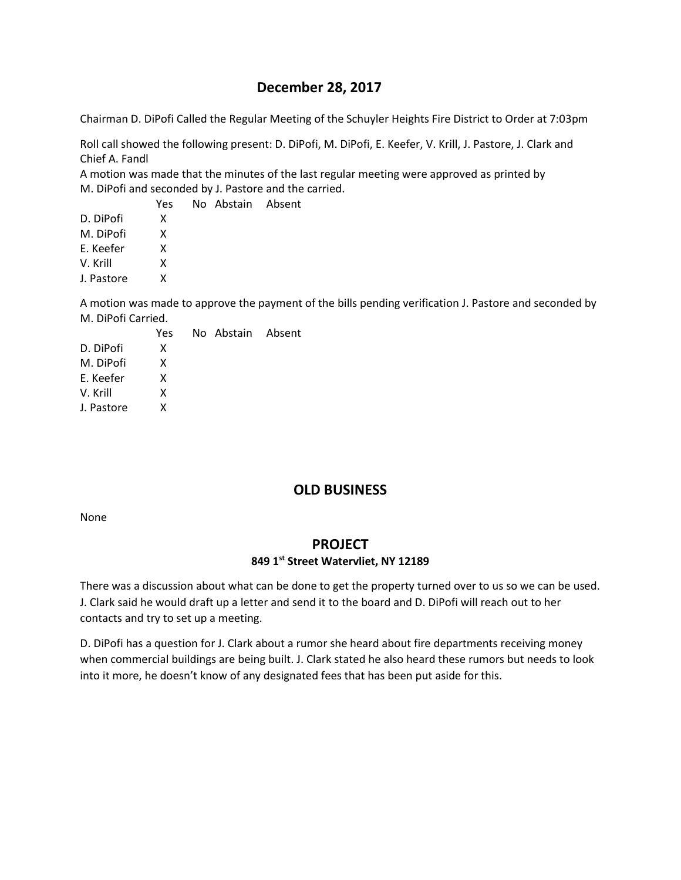## December 28, 2017

Chairman D. DiPofi Called the Regular Meeting of the Schuyler Heights Fire District to Order at 7:03pm

Roll call showed the following present: D. DiPofi, M. DiPofi, E. Keefer, V. Krill, J. Pastore, J. Clark and Chief A. Fandl

A motion was made that the minutes of the last regular meeting were approved as printed by M. DiPofi and seconded by J. Pastore and the carried.

| | Yes | No | Abstain | Absent |
|---|---|---|---|---|
| D. DiPofi | X | | | |
| M. DiPofi | X | | | |
| E. Keefer | X | | | |
| V. Krill | X | | | |
| J. Pastore | X | | | |

A motion was made to approve the payment of the bills pending verification J. Pastore and seconded by M. DiPofi Carried.

| | Yes | No | Abstain | Absent |
|---|---|---|---|---|
| D. DiPofi | X | | | |
| M. DiPofi | X | | | |
| E. Keefer | X | | | |
| V. Krill | X | | | |
| J. Pastore | X | | | |

## OLD BUSINESS

None

## PROJECT

### 849 1st Street Watervliet, NY 12189

There was a discussion about what can be done to get the property turned over to us so we can be used. J. Clark said he would draft up a letter and send it to the board and D. DiPofi will reach out to her contacts and try to set up a meeting.

D. DiPofi has a question for J. Clark about a rumor she heard about fire departments receiving money when commercial buildings are being built. J. Clark stated he also heard these rumors but needs to look into it more, he doesn't know of any designated fees that has been put aside for this.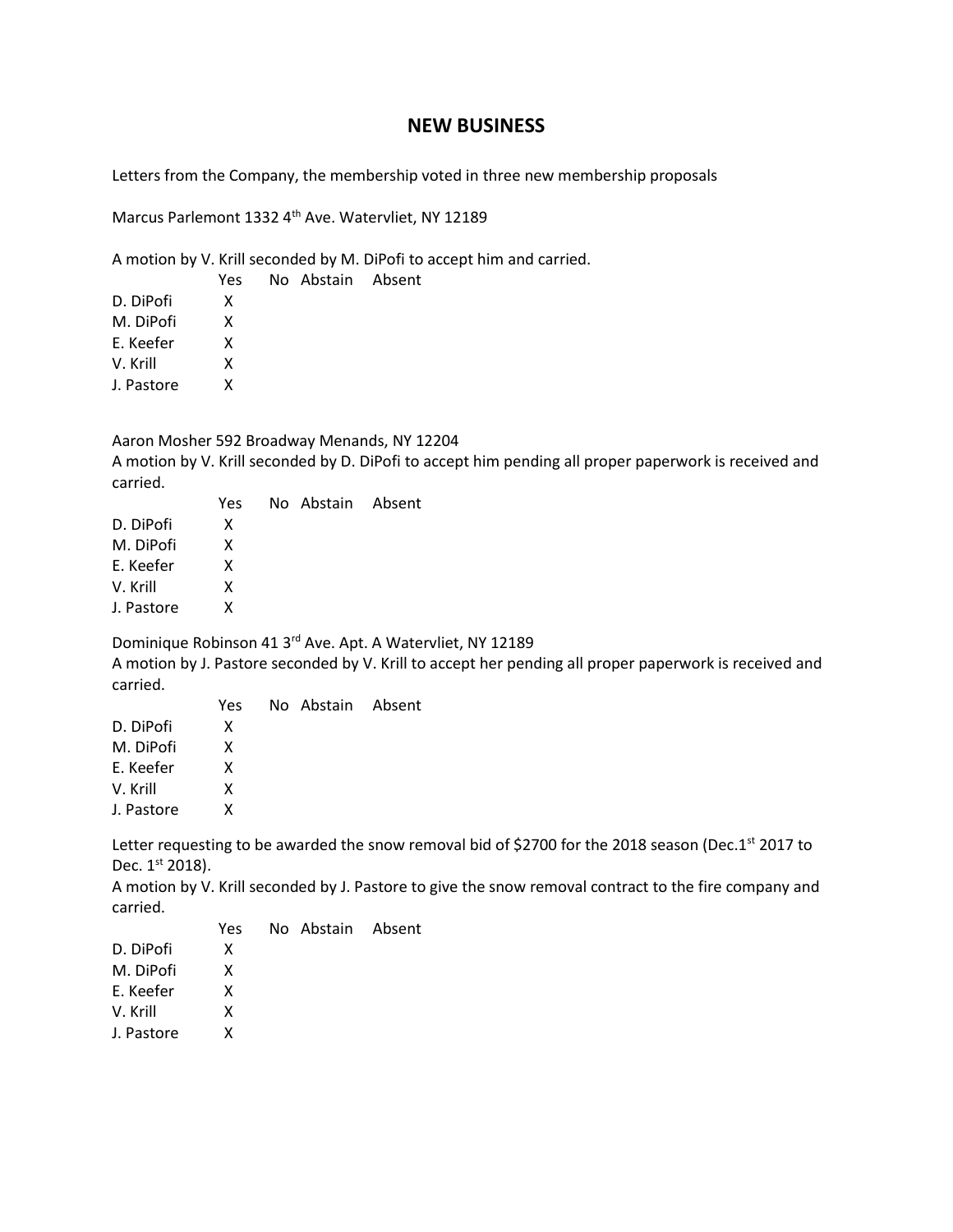# NEW BUSINESS

Letters from the Company, the membership voted in three new membership proposals

Marcus Parlemont 1332 4th Ave. Watervliet, NY 12189

A motion by V. Krill seconded by M. DiPofi to accept him and carried.

| | Yes | No | Abstain | Absent |
|---|---|---|---|---|
| D. DiPofi | X | | | |
| M. DiPofi | X | | | |
| E. Keefer | X | | | |
| V. Krill | X | | | |
| J. Pastore | X | | | |

Aaron Mosher 592 Broadway Menands, NY 12204

A motion by V. Krill seconded by D. DiPofi to accept him pending all proper paperwork is received and carried.

| | Yes | No | Abstain | Absent |
|---|---|---|---|---|
| D. DiPofi | X | | | |
| M. DiPofi | X | | | |
| E. Keefer | X | | | |
| V. Krill | X | | | |
| J. Pastore | X | | | |

Dominique Robinson 41 3rd Ave. Apt. A Watervliet, NY 12189

A motion by J. Pastore seconded by V. Krill to accept her pending all proper paperwork is received and carried.

| | Yes | No | Abstain | Absent |
|---|---|---|---|---|
| D. DiPofi | X | | | |
| M. DiPofi | X | | | |
| E. Keefer | X | | | |
| V. Krill | X | | | |
| J. Pastore | X | | | |

Letter requesting to be awarded the snow removal bid of $2700 for the 2018 season (Dec.1st 2017 to Dec. 1st 2018).

A motion by V. Krill seconded by J. Pastore to give the snow removal contract to the fire company and carried.

| | Yes | No | Abstain | Absent |
|---|---|---|---|---|
| D. DiPofi | X | | | |
| M. DiPofi | X | | | |
| E. Keefer | X | | | |
| V. Krill | X | | | |
| J. Pastore | X | | | |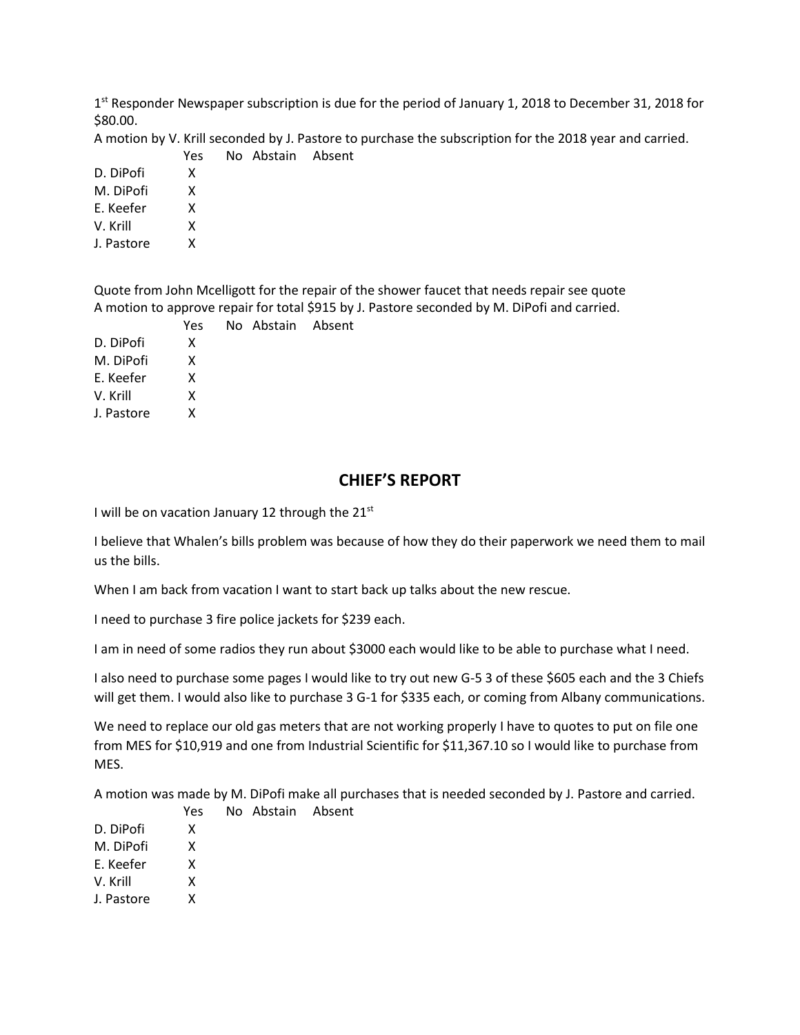1st Responder Newspaper subscription is due for the period of January 1, 2018 to December 31, 2018 for $80.00.

A motion by V. Krill seconded by J. Pastore to purchase the subscription for the 2018 year and carried.

| | Yes | No | Abstain | Absent |
|---|---|---|---|---|
| D. DiPofi | X | | | |
| M. DiPofi | X | | | |
| E. Keefer | X | | | |
| V. Krill | X | | | |
| J. Pastore | X | | | |

Quote from John Mcelligott for the repair of the shower faucet that needs repair see quote

A motion to approve repair for total $915 by J. Pastore seconded by M. DiPofi and carried.

| | Yes | No | Abstain | Absent |
|---|---|---|---|---|
| D. DiPofi | X | | | |
| M. DiPofi | X | | | |
| E. Keefer | X | | | |
| V. Krill | X | | | |
| J. Pastore | X | | | |

## CHIEF'S REPORT

I will be on vacation January 12 through the 21st

I believe that Whalen's bills problem was because of how they do their paperwork we need them to mail us the bills.

When I am back from vacation I want to start back up talks about the new rescue.

I need to purchase 3 fire police jackets for $239 each.

I am in need of some radios they run about $3000 each would like to be able to purchase what I need.

I also need to purchase some pages I would like to try out new G-5 3 of these $605 each and the 3 Chiefs will get them. I would also like to purchase 3 G-1 for $335 each, or coming from Albany communications.

We need to replace our old gas meters that are not working properly I have to quotes to put on file one from MES for $10,919 and one from Industrial Scientific for $11,367.10 so I would like to purchase from MES.

A motion was made by M. DiPofi make all purchases that is needed seconded by J. Pastore and carried.

| | Yes | No | Abstain | Absent |
|---|---|---|---|---|
| D. DiPofi | X | | | |
| M. DiPofi | X | | | |
| E. Keefer | X | | | |
| V. Krill | X | | | |
| J. Pastore | X | | | |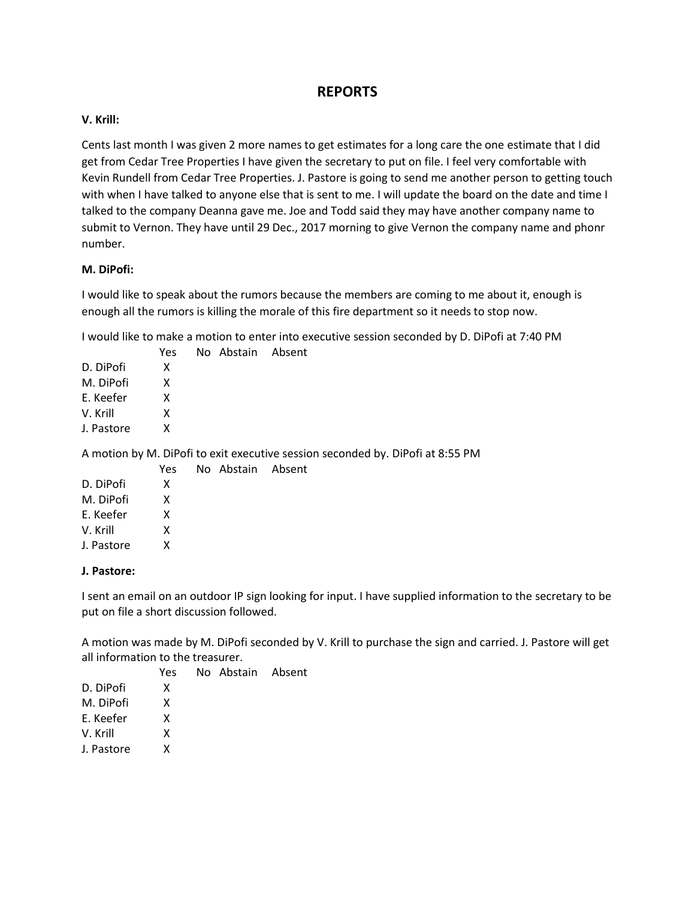# REPORTS

**V. Krill:**

Cents last month I was given 2 more names to get estimates for a long care the one estimate that I did get from Cedar Tree Properties I have given the secretary to put on file. I feel very comfortable with Kevin Rundell from Cedar Tree Properties. J. Pastore is going to send me another person to getting touch with when I have talked to anyone else that is sent to me. I will update the board on the date and time I talked to the company Deanna gave me. Joe and Todd said they may have another company name to submit to Vernon. They have until 29 Dec., 2017 morning to give Vernon the company name and phonr number.

**M. DiPofi:**

I would like to speak about the rumors because the members are coming to me about it, enough is enough all the rumors is killing the morale of this fire department so it needs to stop now.

I would like to make a motion to enter into executive session seconded by D. DiPofi at 7:40 PM

| | Yes | No | Abstain | Absent |
|---|---|---|---|---|
| D. DiPofi | X | | | |
| M. DiPofi | X | | | |
| E. Keefer | X | | | |
| V. Krill | X | | | |
| J. Pastore | X | | | |

A motion by M. DiPofi to exit executive session seconded by. DiPofi at 8:55 PM

| | Yes | No | Abstain | Absent |
|---|---|---|---|---|
| D. DiPofi | X | | | |
| M. DiPofi | X | | | |
| E. Keefer | X | | | |
| V. Krill | X | | | |
| J. Pastore | X | | | |

**J. Pastore:**

I sent an email on an outdoor IP sign looking for input. I have supplied information to the secretary to be put on file a short discussion followed.

A motion was made by M. DiPofi seconded by V. Krill to purchase the sign and carried. J. Pastore will get all information to the treasurer.

| | Yes | No | Abstain | Absent |
|---|---|---|---|---|
| D. DiPofi | X | | | |
| M. DiPofi | X | | | |
| E. Keefer | X | | | |
| V. Krill | X | | | |
| J. Pastore | X | | | |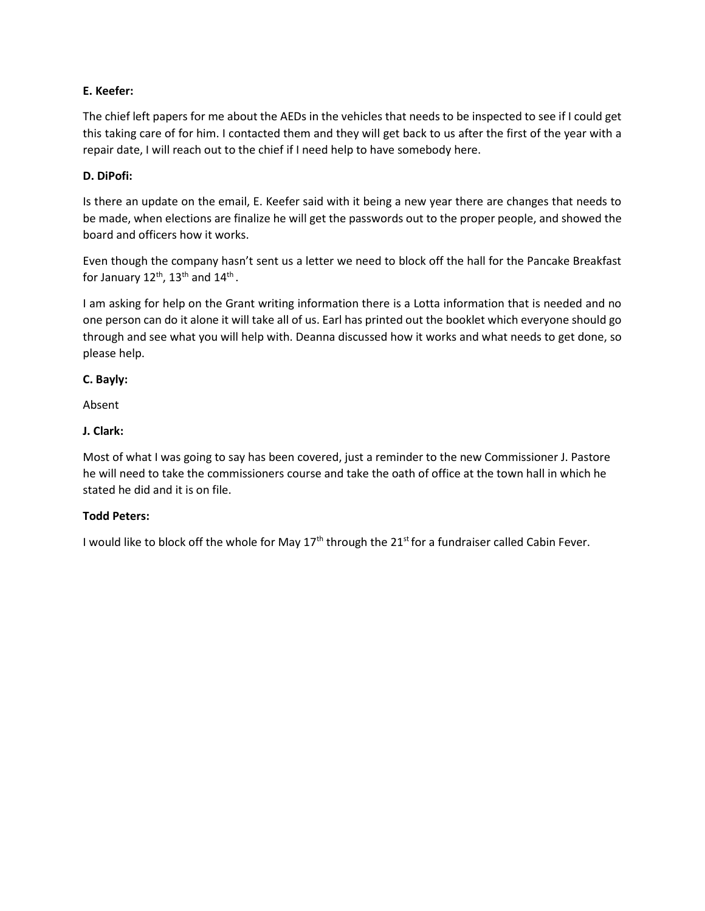**E. Keefer:**

The chief left papers for me about the AEDs in the vehicles that needs to be inspected to see if I could get this taking care of for him. I contacted them and they will get back to us after the first of the year with a repair date, I will reach out to the chief if I need help to have somebody here.

**D. DiPofi:**

Is there an update on the email, E. Keefer said with it being a new year there are changes that needs to be made, when elections are finalize he will get the passwords out to the proper people, and showed the board and officers how it works.

Even though the company hasn't sent us a letter we need to block off the hall for the Pancake Breakfast for January 12th, 13th and 14th .

I am asking for help on the Grant writing information there is a Lotta information that is needed and no one person can do it alone it will take all of us. Earl has printed out the booklet which everyone should go through and see what you will help with. Deanna discussed how it works and what needs to get done, so please help.

**C. Bayly:**

Absent

**J. Clark:**

Most of what I was going to say has been covered, just a reminder to the new Commissioner J. Pastore he will need to take the commissioners course and take the oath of office at the town hall in which he stated he did and it is on file.

**Todd Peters:**

I would like to block off the whole for May 17th through the 21st for a fundraiser called Cabin Fever.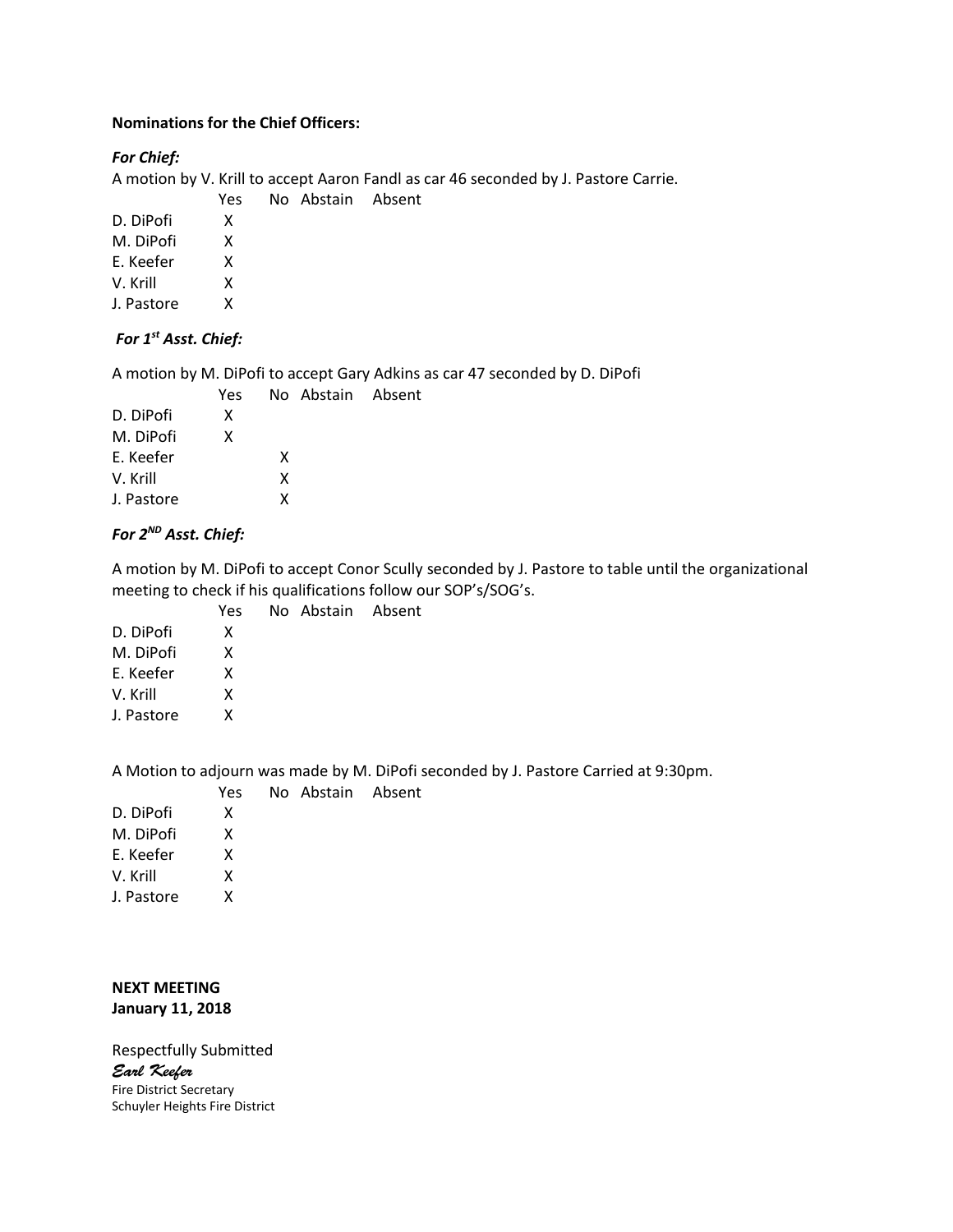**Nominations for the Chief Officers:**

***For Chief:***

A motion by V. Krill to accept Aaron Fandl as car 46 seconded by J. Pastore Carrie.

| | Yes | No | Abstain | Absent |
|---|---|---|---|---|
| D. DiPofi | X | | | |
| M. DiPofi | X | | | |
| E. Keefer | X | | | |
| V. Krill | X | | | |
| J. Pastore | X | | | |

***For 1st Asst. Chief:***

A motion by M. DiPofi to accept Gary Adkins as car 47 seconded by D. DiPofi

| | Yes | No | Abstain | Absent |
|---|---|---|---|---|
| D. DiPofi | X | | | |
| M. DiPofi | X | | | |
| E. Keefer | | X | | |
| V. Krill | | X | | |
| J. Pastore | | X | | |

***For 2ND Asst. Chief:***

A motion by M. DiPofi to accept Conor Scully seconded by J. Pastore to table until the organizational meeting to check if his qualifications follow our SOP's/SOG's.

| | Yes | No | Abstain | Absent |
|---|---|---|---|---|
| D. DiPofi | X | | | |
| M. DiPofi | X | | | |
| E. Keefer | X | | | |
| V. Krill | X | | | |
| J. Pastore | X | | | |

A Motion to adjourn was made by M. DiPofi seconded by J. Pastore Carried at 9:30pm.

| | Yes | No | Abstain | Absent |
|---|---|---|---|---|
| D. DiPofi | X | | | |
| M. DiPofi | X | | | |
| E. Keefer | X | | | |
| V. Krill | X | | | |
| J. Pastore | X | | | |

**NEXT MEETING**
**January 11, 2018**

Respectfully Submitted

*Earl Keefer*

Fire District Secretary

Schuyler Heights Fire District